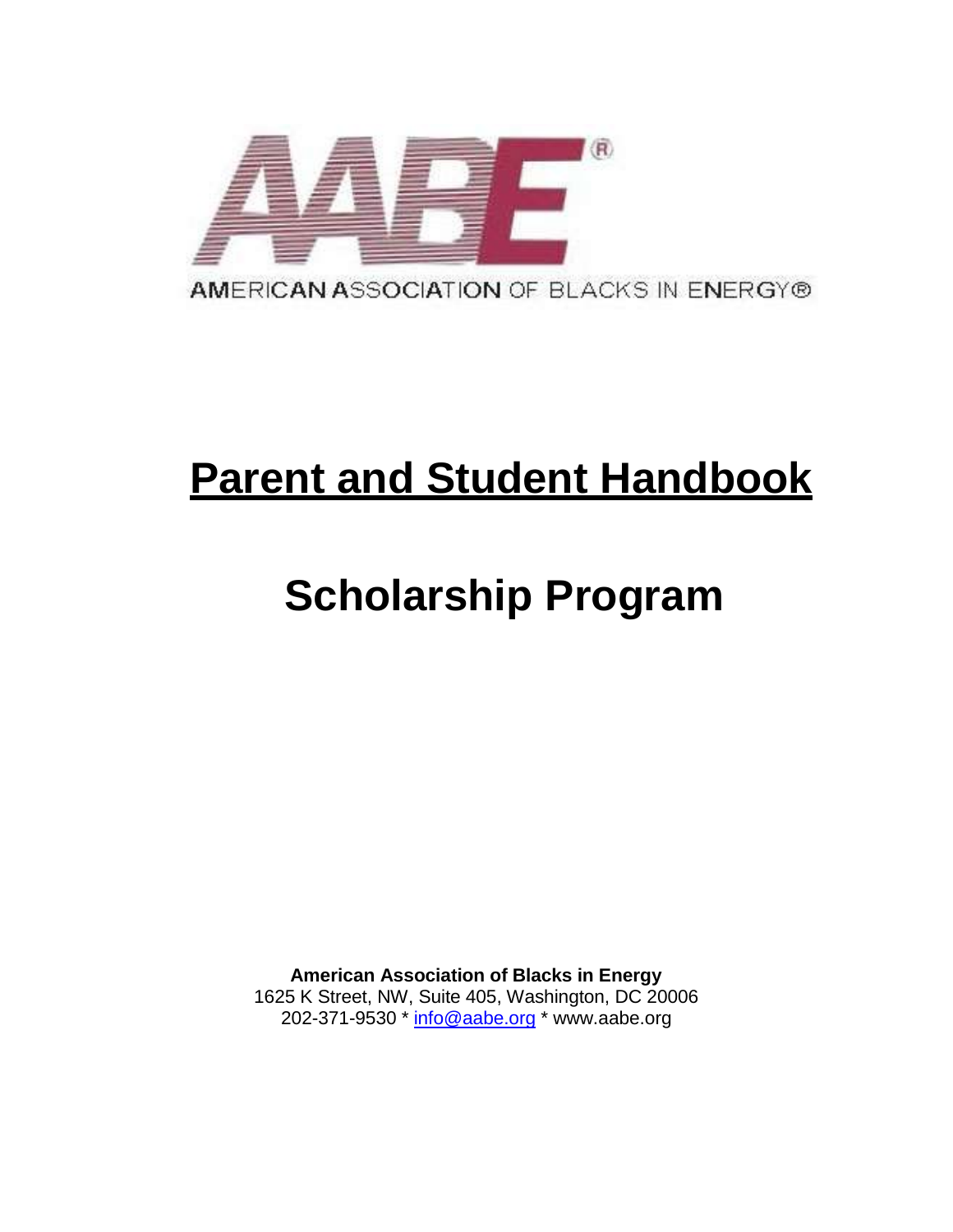AMERICAN ASSOCIATION OF BLACKS IN ENERGY®

# Parent and Student Handbook

# Scholarship Program

**American Association of Blacks in Energy**
1625 K Street, NW, Suite 405, Washington, DC 20006
202-371-9530 * info@aabe.org * www.aabe.org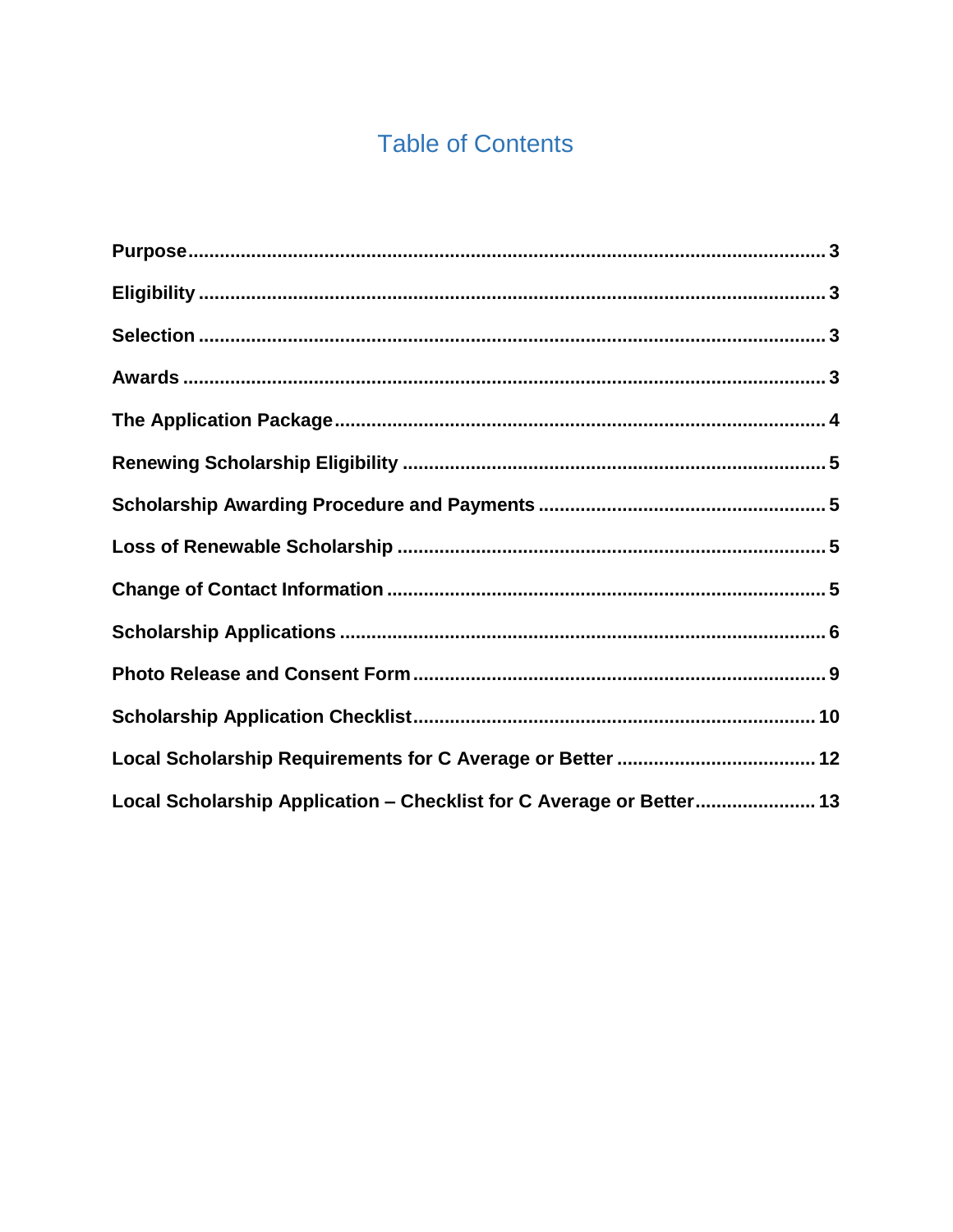# Table of Contents

| Section | Page |
| --- | --- |
| **Purpose** | 3 |
| **Eligibility** | 3 |
| **Selection** | 3 |
| **Awards** | 3 |
| **The Application Package** | 4 |
| **Renewing Scholarship Eligibility** | 5 |
| **Scholarship Awarding Procedure and Payments** | 5 |
| **Loss of Renewable Scholarship** | 5 |
| **Change of Contact Information** | 5 |
| **Scholarship Applications** | 6 |
| **Photo Release and Consent Form** | 9 |
| **Scholarship Application Checklist** | 10 |
| **Local Scholarship Requirements for C Average or Better** | 12 |
| **Local Scholarship Application – Checklist for C Average or Better** | 13 |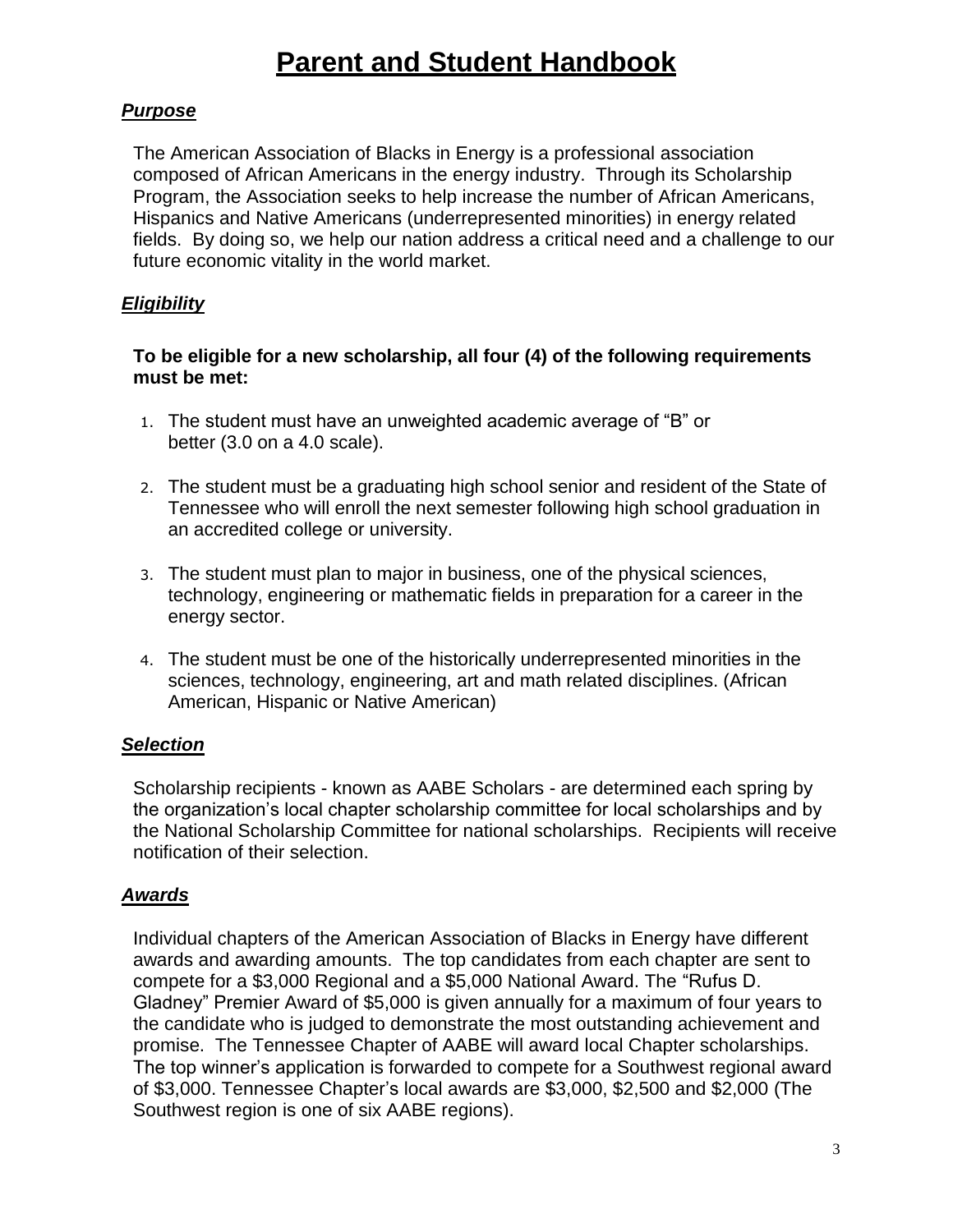# Parent and Student Handbook

## ***Purpose***

The American Association of Blacks in Energy is a professional association composed of African Americans in the energy industry. Through its Scholarship Program, the Association seeks to help increase the number of African Americans, Hispanics and Native Americans (underrepresented minorities) in energy related fields. By doing so, we help our nation address a critical need and a challenge to our future economic vitality in the world market.

## ***Eligibility***

**To be eligible for a new scholarship, all four (4) of the following requirements must be met:**

1. The student must have an unweighted academic average of “B” or better (3.0 on a 4.0 scale).
2. The student must be a graduating high school senior and resident of the State of Tennessee who will enroll the next semester following high school graduation in an accredited college or university.
3. The student must plan to major in business, one of the physical sciences, technology, engineering or mathematic fields in preparation for a career in the energy sector.
4. The student must be one of the historically underrepresented minorities in the sciences, technology, engineering, art and math related disciplines. (African American, Hispanic or Native American)

## ***Selection***

Scholarship recipients - known as AABE Scholars - are determined each spring by the organization’s local chapter scholarship committee for local scholarships and by the National Scholarship Committee for national scholarships. Recipients will receive notification of their selection.

## ***Awards***

Individual chapters of the American Association of Blacks in Energy have different awards and awarding amounts. The top candidates from each chapter are sent to compete for a $3,000 Regional and a $5,000 National Award. The “Rufus D. Gladney” Premier Award of $5,000 is given annually for a maximum of four years to the candidate who is judged to demonstrate the most outstanding achievement and promise. The Tennessee Chapter of AABE will award local Chapter scholarships. The top winner’s application is forwarded to compete for a Southwest regional award of $3,000. Tennessee Chapter’s local awards are $3,000, $2,500 and $2,000 (The Southwest region is one of six AABE regions).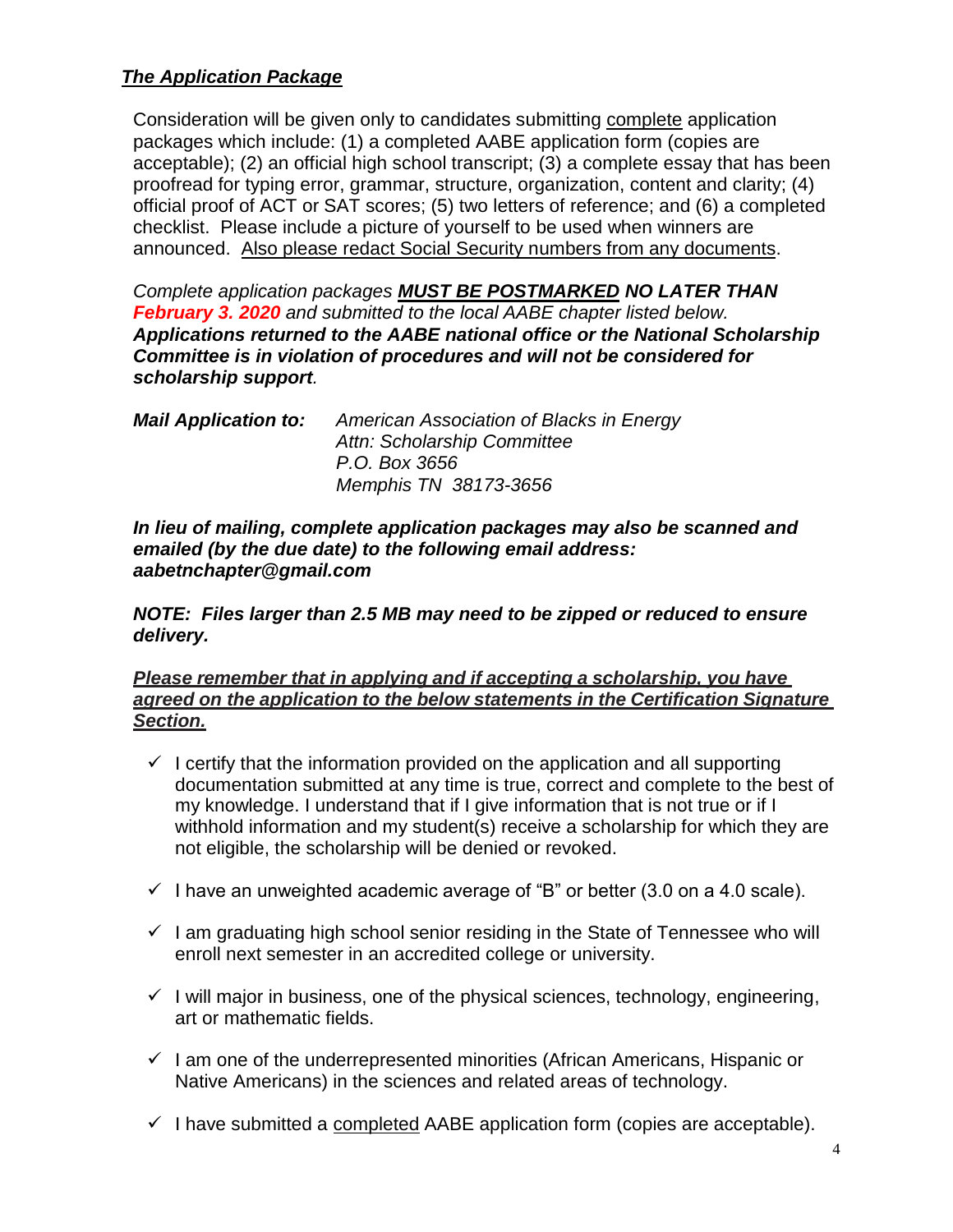### ***<u>The Application Package</u>***

Consideration will be given only to candidates submitting <u>complete</u> application packages which include: (1) a completed AABE application form (copies are acceptable); (2) an official high school transcript; (3) a complete essay that has been proofread for typing error, grammar, structure, organization, content and clarity; (4) official proof of ACT or SAT scores; (5) two letters of reference; and (6) a completed checklist. Please include a picture of yourself to be used when winners are announced. <u>Also please redact Social Security numbers from any documents</u>.

*Complete application packages* ***<u>MUST BE POSTMARKED</u> NO LATER THAN February 3. 2020*** *and submitted to the local AABE chapter listed below.* ***Applications returned to the AABE national office or the National Scholarship Committee is in violation of procedures and will not be considered for scholarship support.***

***Mail Application to:*** *American Association of Blacks in Energy*
*Attn: Scholarship Committee*
*P.O. Box 3656*
*Memphis TN 38173-3656*

***In lieu of mailing, complete application packages may also be scanned and emailed (by the due date) to the following email address: aabetnchapter@gmail.com***

***NOTE: Files larger than 2.5 MB may need to be zipped or reduced to ensure delivery.***

***<u>Please remember that in applying and if accepting a scholarship, you have agreed on the application to the below statements in the Certification Signature Section.</u>***

- ✓ I certify that the information provided on the application and all supporting documentation submitted at any time is true, correct and complete to the best of my knowledge. I understand that if I give information that is not true or if I withhold information and my student(s) receive a scholarship for which they are not eligible, the scholarship will be denied or revoked.
- ✓ I have an unweighted academic average of "B" or better (3.0 on a 4.0 scale).
- ✓ I am graduating high school senior residing in the State of Tennessee who will enroll next semester in an accredited college or university.
- ✓ I will major in business, one of the physical sciences, technology, engineering, art or mathematic fields.
- ✓ I am one of the underrepresented minorities (African Americans, Hispanic or Native Americans) in the sciences and related areas of technology.
- ✓ I have submitted a <u>completed</u> AABE application form (copies are acceptable).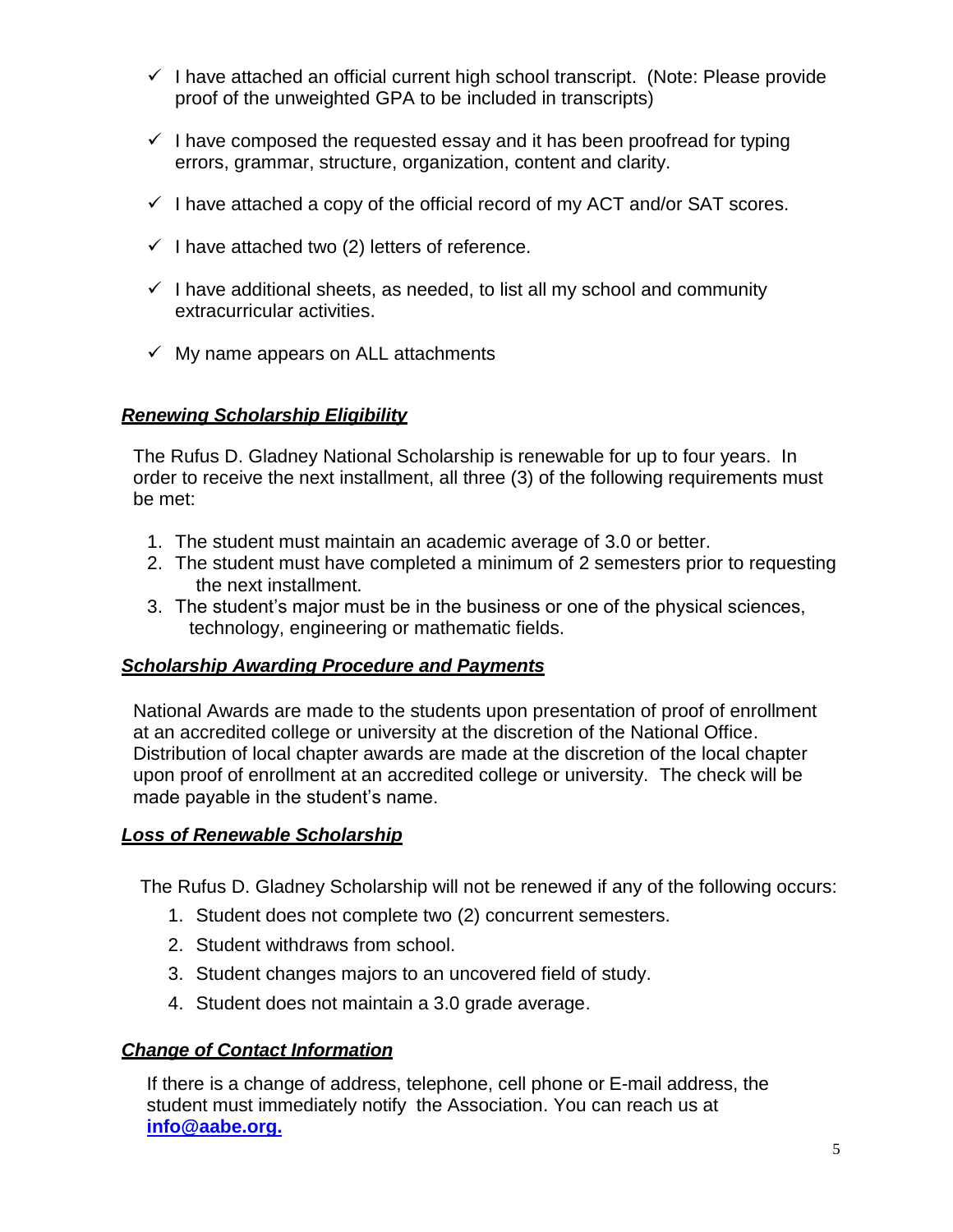- ✓ I have attached an official current high school transcript. (Note: Please provide proof of the unweighted GPA to be included in transcripts)
- ✓ I have composed the requested essay and it has been proofread for typing errors, grammar, structure, organization, content and clarity.
- ✓ I have attached a copy of the official record of my ACT and/or SAT scores.
- ✓ I have attached two (2) letters of reference.
- ✓ I have additional sheets, as needed, to list all my school and community extracurricular activities.
- ✓ My name appears on ALL attachments

### ***Renewing Scholarship Eligibility***

The Rufus D. Gladney National Scholarship is renewable for up to four years. In order to receive the next installment, all three (3) of the following requirements must be met:

1. The student must maintain an academic average of 3.0 or better.
2. The student must have completed a minimum of 2 semesters prior to requesting the next installment.
3. The student's major must be in the business or one of the physical sciences, technology, engineering or mathematic fields.

### ***Scholarship Awarding Procedure and Payments***

National Awards are made to the students upon presentation of proof of enrollment at an accredited college or university at the discretion of the National Office. Distribution of local chapter awards are made at the discretion of the local chapter upon proof of enrollment at an accredited college or university. The check will be made payable in the student's name.

### ***Loss of Renewable Scholarship***

The Rufus D. Gladney Scholarship will not be renewed if any of the following occurs:

1. Student does not complete two (2) concurrent semesters.
2. Student withdraws from school.
3. Student changes majors to an uncovered field of study.
4. Student does not maintain a 3.0 grade average.

### ***Change of Contact Information***

If there is a change of address, telephone, cell phone or E-mail address, the student must immediately notify the Association. You can reach us at **info@aabe.org.**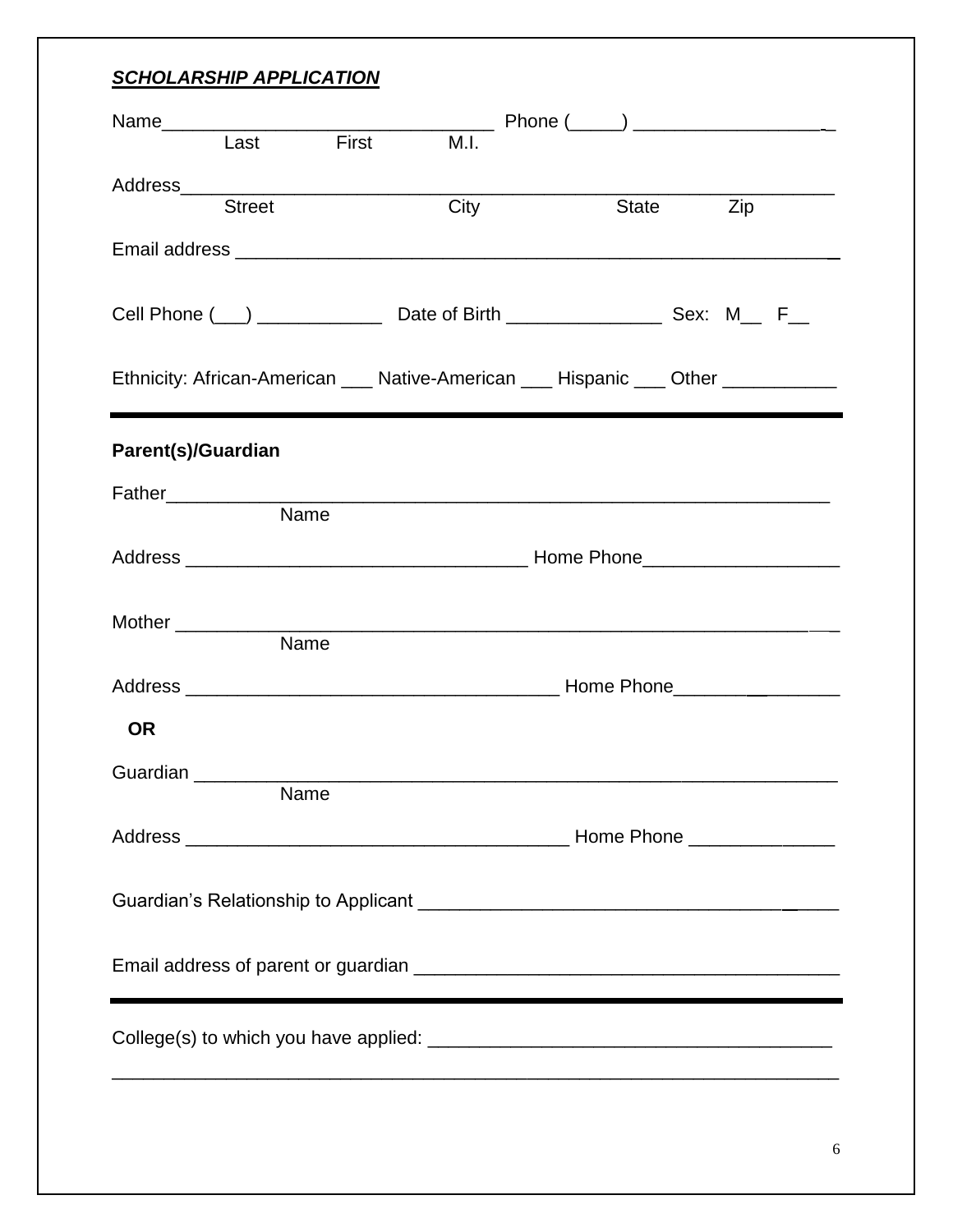***SCHOLARSHIP APPLICATION***

Name________________________________ Phone (_____) __________________
Last First M.I.

Address________________________________________________________________
Street City State Zip

Email address __________________________________________________________

Cell Phone (___) ____________ Date of Birth _______________ Sex: M__ F__

Ethnicity: African-American ___ Native-American ___ Hispanic ___ Other ___________

---

**Parent(s)/Guardian**

Father_________________________________________________________________
Name

Address _________________________________ Home Phone__________________

Mother ________________________________________________________________
Name

Address ____________________________________ Home Phone________________

**OR**

Guardian _______________________________________________________________
Name

Address _____________________________________ Home Phone ______________

Guardian's Relationship to Applicant ______________________________________

Email address of parent or guardian _______________________________________

---

College(s) to which you have applied: _______________________________________

________________________________________________________________________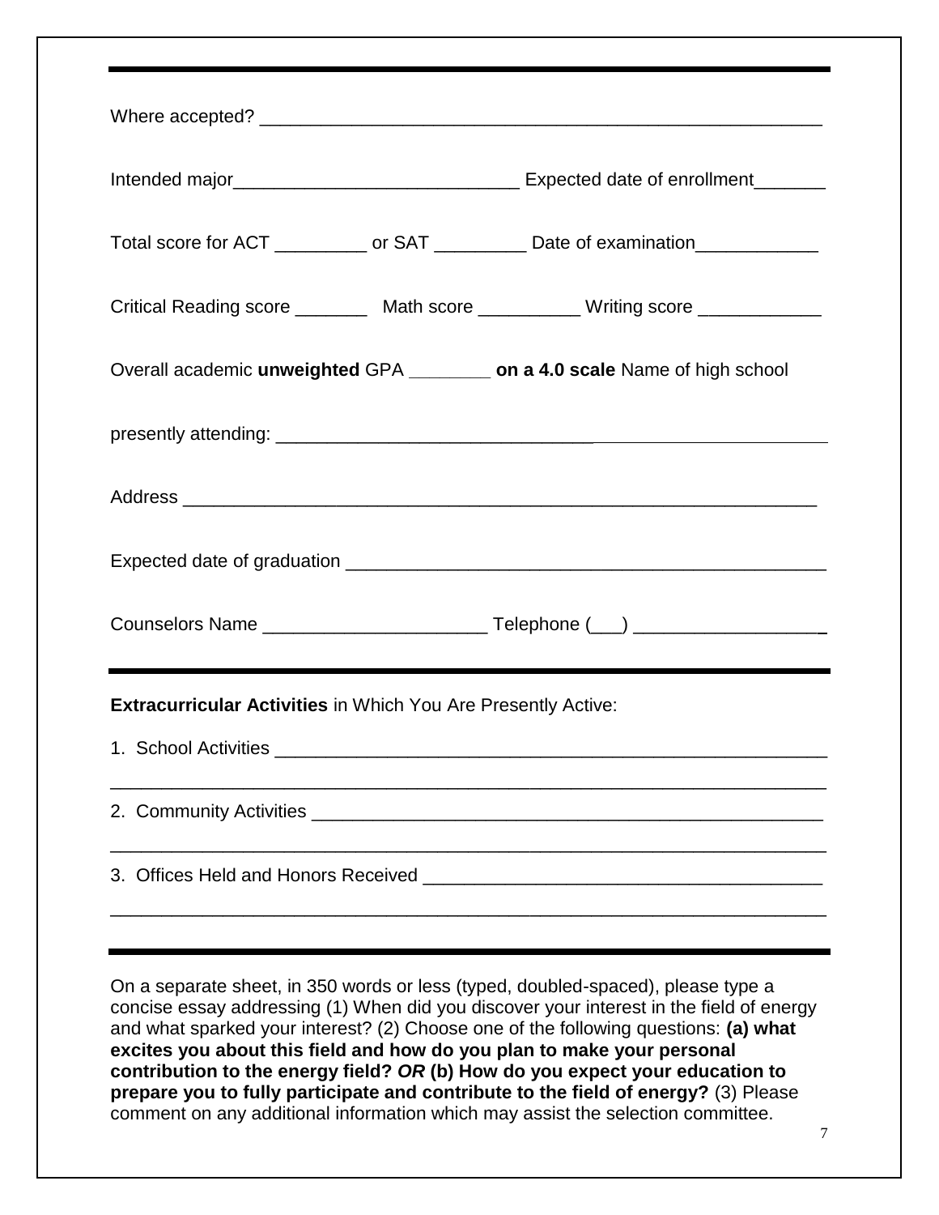---

Where accepted? _______________________________________________________

Intended major___________________________ Expected date of enrollment_______

Total score for ACT _________ or SAT _________ Date of examination____________

Critical Reading score _______ Math score __________ Writing score ____________

Overall academic **unweighted** GPA ________ **on a 4.0 scale** Name of high school

presently attending: _______________________________________________

Address ____________________________________________________________

Expected date of graduation _____________________________________________

Counselors Name _____________________ Telephone (___) __________________

---

**Extracurricular Activities** in Which You Are Presently Active:

1. School Activities _______________________________________________________

_____________________________________________________________________

2. Community Activities ___________________________________________________

_____________________________________________________________________

3. Offices Held and Honors Received _____________________________________

_____________________________________________________________________

---

On a separate sheet, in 350 words or less (typed, doubled-spaced), please type a concise essay addressing (1) When did you discover your interest in the field of energy and what sparked your interest? (2) Choose one of the following questions: **(a) what excites you about this field and how do you plan to make your personal contribution to the energy field? *OR* (b) How do you expect your education to prepare you to fully participate and contribute to the field of energy?** (3) Please comment on any additional information which may assist the selection committee.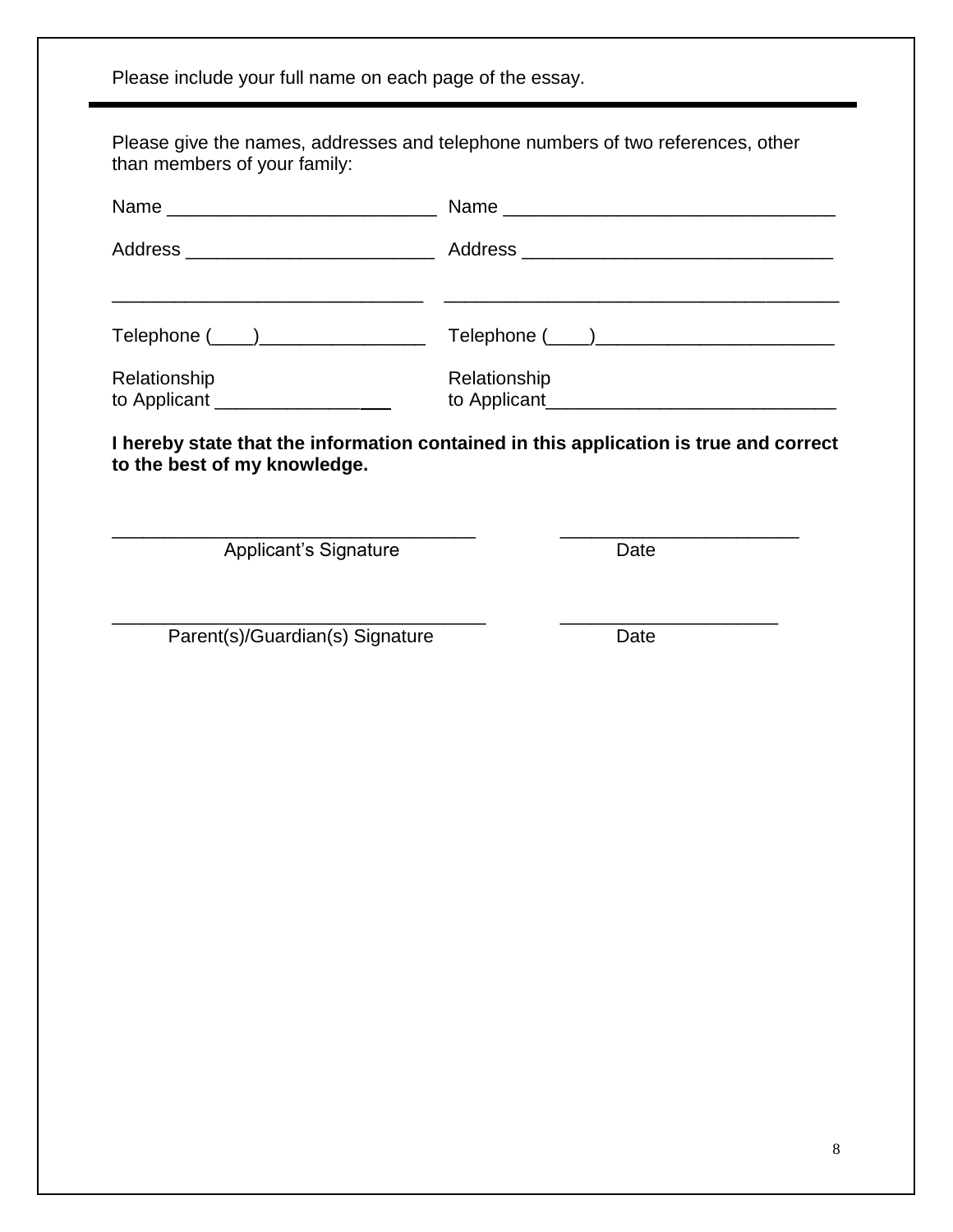Please include your full name on each page of the essay.

---

Please give the names, addresses and telephone numbers of two references, other than members of your family:

| | |
|---|---|
| Name __________________________ | Name _______________________________ |
| Address ________________________ | Address _____________________________ |
| ______________________________ | ______________________________________ |
| Telephone (____)________________ | Telephone (____)_______________________ |
| Relationship to Applicant _________________ | Relationship to Applicant___________________________ |

**I hereby state that the information contained in this application is true and correct to the best of my knowledge.**

___________________________________ ______________________
Applicant's Signature Date

____________________________________ ____________________
Parent(s)/Guardian(s) Signature Date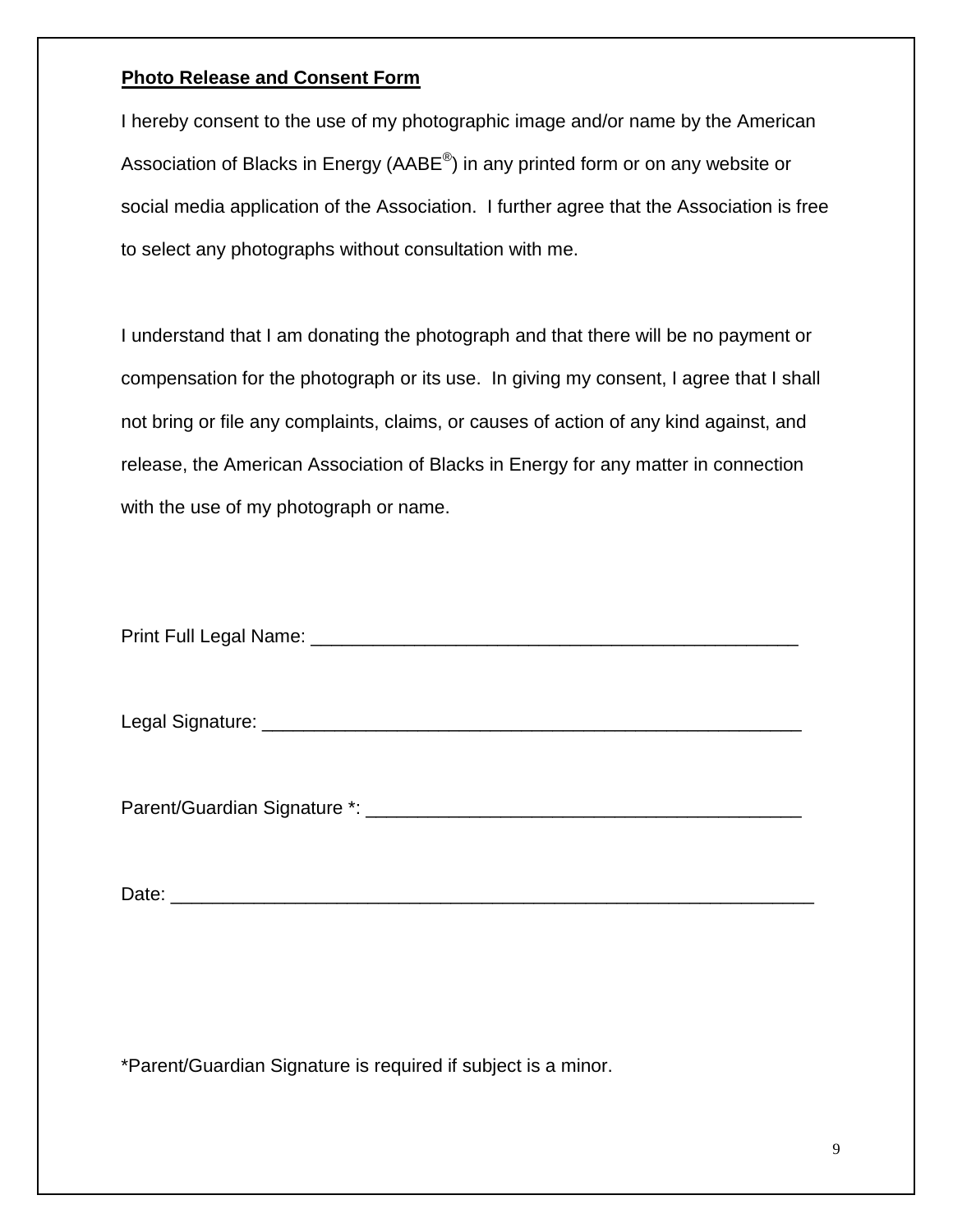**Photo Release and Consent Form**

I hereby consent to the use of my photographic image and/or name by the American Association of Blacks in Energy (AABE®) in any printed form or on any website or social media application of the Association. I further agree that the Association is free to select any photographs without consultation with me.

I understand that I am donating the photograph and that there will be no payment or compensation for the photograph or its use. In giving my consent, I agree that I shall not bring or file any complaints, claims, or causes of action of any kind against, and release, the American Association of Blacks in Energy for any matter in connection with the use of my photograph or name.

Print Full Legal Name: _______________________________________________

Legal Signature: ____________________________________________________

Parent/Guardian Signature *: ________________________________________

Date: ______________________________________________________________

*Parent/Guardian Signature is required if subject is a minor.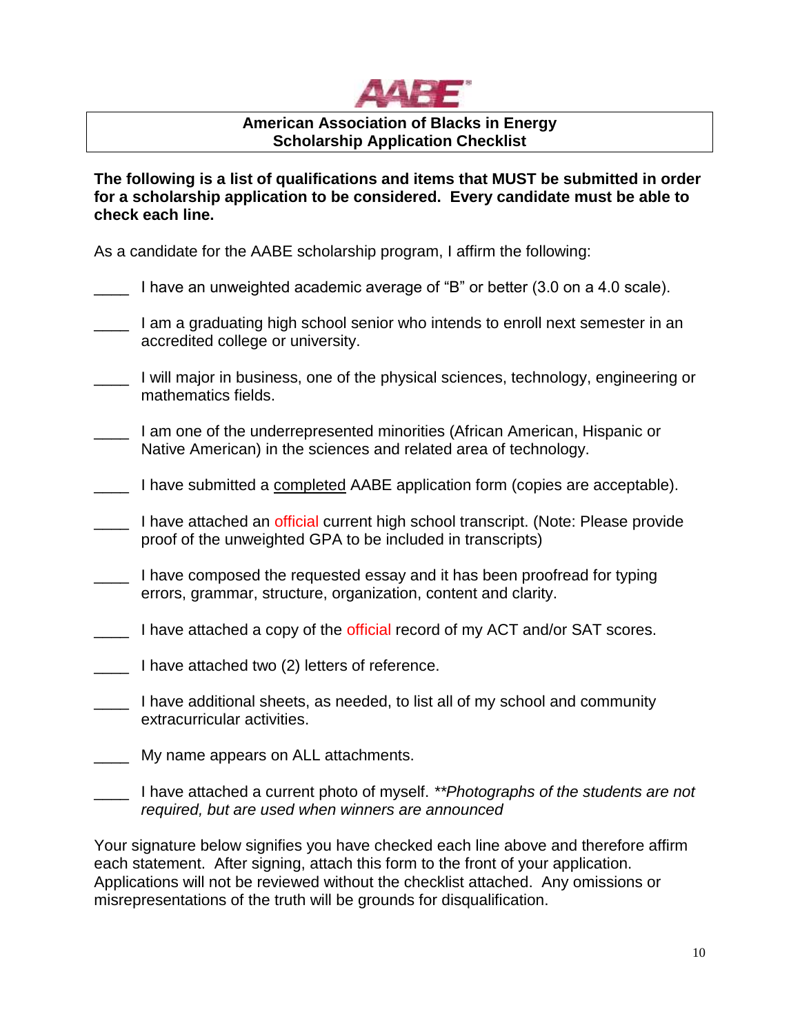# American Association of Blacks in Energy
## Scholarship Application Checklist

**The following is a list of qualifications and items that MUST be submitted in order for a scholarship application to be considered. Every candidate must be able to check each line.**

As a candidate for the AABE scholarship program, I affirm the following:

____ I have an unweighted academic average of "B" or better (3.0 on a 4.0 scale).

____ I am a graduating high school senior who intends to enroll next semester in an accredited college or university.

____ I will major in business, one of the physical sciences, technology, engineering or mathematics fields.

____ I am one of the underrepresented minorities (African American, Hispanic or Native American) in the sciences and related area of technology.

____ I have submitted a completed AABE application form (copies are acceptable).

____ I have attached an official current high school transcript. (Note: Please provide proof of the unweighted GPA to be included in transcripts)

____ I have composed the requested essay and it has been proofread for typing errors, grammar, structure, organization, content and clarity.

____ I have attached a copy of the official record of my ACT and/or SAT scores.

____ I have attached two (2) letters of reference.

____ I have additional sheets, as needed, to list all of my school and community extracurricular activities.

____ My name appears on ALL attachments.

____ I have attached a current photo of myself. *\*\*Photographs of the students are not required, but are used when winners are announced*

Your signature below signifies you have checked each line above and therefore affirm each statement. After signing, attach this form to the front of your application. Applications will not be reviewed without the checklist attached. Any omissions or misrepresentations of the truth will be grounds for disqualification.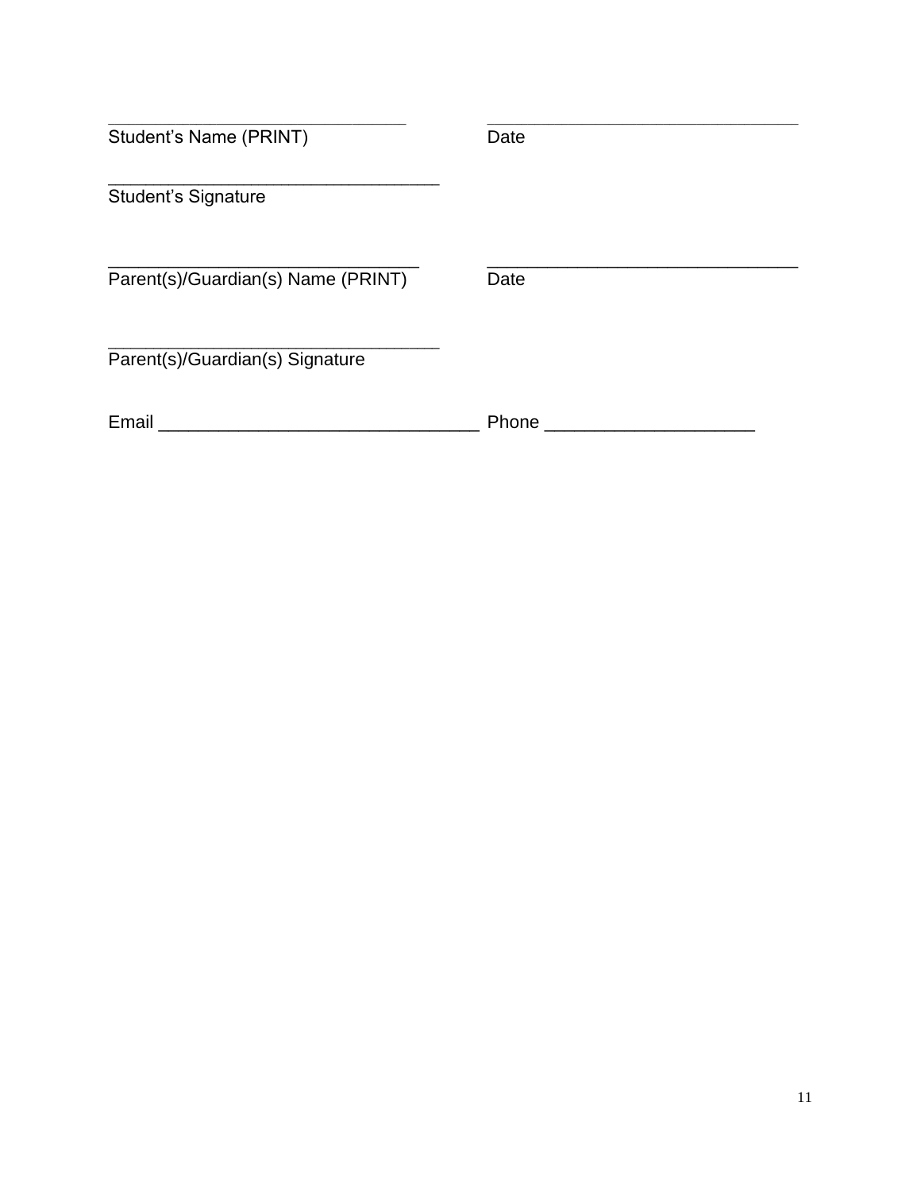\_\_\_\_\_\_\_\_\_\_\_\_\_\_\_\_\_\_\_\_\_\_\_\_\_\_\_\_\_\_\_\_\_ \_\_\_\_\_\_\_\_\_\_\_\_\_\_\_\_\_\_\_\_\_\_\_\_\_\_\_\_\_\_\_\_\_\_\_
Student's Name (PRINT) Date

\_\_\_\_\_\_\_\_\_\_\_\_\_\_\_\_\_\_\_\_\_\_\_\_\_\_\_\_\_\_\_\_\_\_\_\_
Student's Signature

\_\_\_\_\_\_\_\_\_\_\_\_\_\_\_\_\_\_\_\_\_\_\_\_\_\_\_\_\_\_\_\_\_\_ \_\_\_\_\_\_\_\_\_\_\_\_\_\_\_\_\_\_\_\_\_\_\_\_\_\_\_\_\_\_\_\_\_\_
Parent(s)/Guardian(s) Name (PRINT) Date

\_\_\_\_\_\_\_\_\_\_\_\_\_\_\_\_\_\_\_\_\_\_\_\_\_\_\_\_\_\_\_\_\_\_\_\_
Parent(s)/Guardian(s) Signature

Email \_\_\_\_\_\_\_\_\_\_\_\_\_\_\_\_\_\_\_\_\_\_\_\_\_\_\_\_\_\_\_\_\_\_\_ Phone \_\_\_\_\_\_\_\_\_\_\_\_\_\_\_\_\_\_\_\_\_\_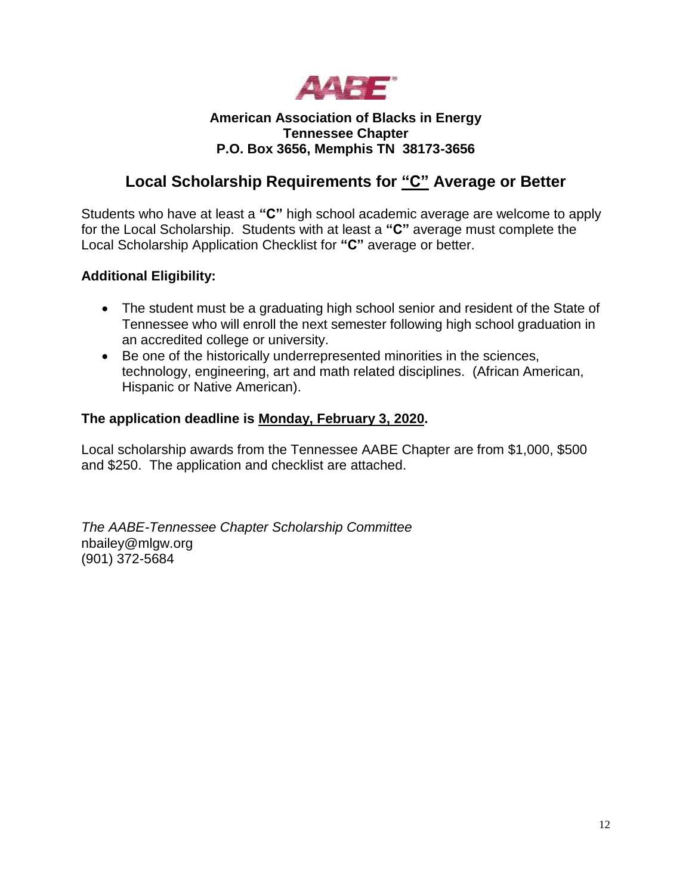**AABE**

**American Association of Blacks in Energy**
**Tennessee Chapter**
**P.O. Box 3656, Memphis TN 38173-3656**

## Local Scholarship Requirements for "C" Average or Better

Students who have at least a **"C"** high school academic average are welcome to apply for the Local Scholarship. Students with at least a **"C"** average must complete the Local Scholarship Application Checklist for **"C"** average or better.

**Additional Eligibility:**

- The student must be a graduating high school senior and resident of the State of Tennessee who will enroll the next semester following high school graduation in an accredited college or university.
- Be one of the historically underrepresented minorities in the sciences, technology, engineering, art and math related disciplines. (African American, Hispanic or Native American).

**The application deadline is Monday, February 3, 2020.**

Local scholarship awards from the Tennessee AABE Chapter are from $1,000, $500 and $250. The application and checklist are attached.

*The AABE-Tennessee Chapter Scholarship Committee*
nbailey@mlgw.org
(901) 372-5684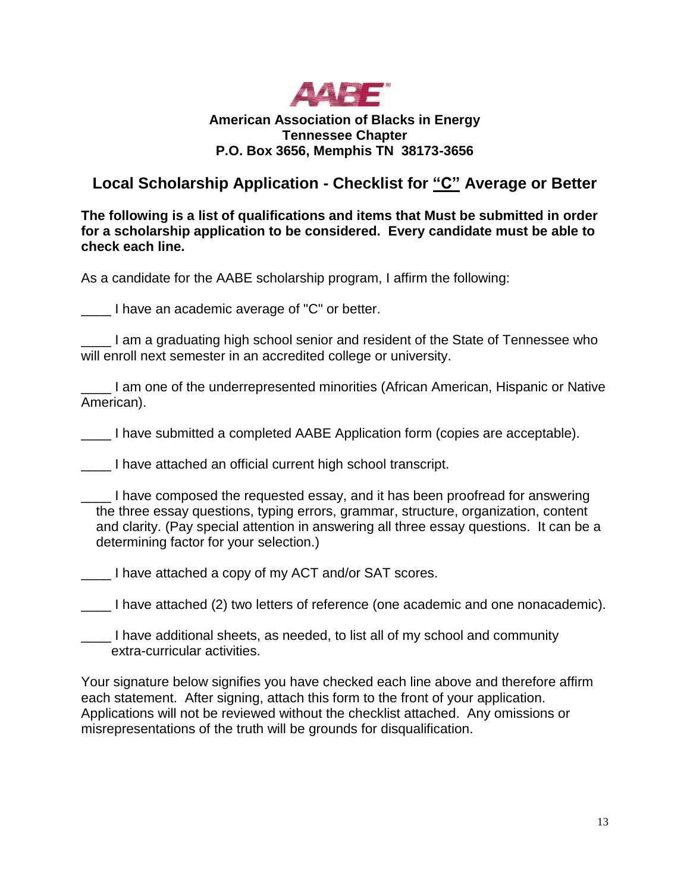**American Association of Blacks in Energy**
**Tennessee Chapter**
**P.O. Box 3656, Memphis TN 38173-3656**

## Local Scholarship Application - Checklist for "C" Average or Better

**The following is a list of qualifications and items that Must be submitted in order for a scholarship application to be considered. Every candidate must be able to check each line.**

As a candidate for the AABE scholarship program, I affirm the following:

____ I have an academic average of "C" or better.

____ I am a graduating high school senior and resident of the State of Tennessee who will enroll next semester in an accredited college or university.

____ I am one of the underrepresented minorities (African American, Hispanic or Native American).

____ I have submitted a completed AABE Application form (copies are acceptable).

____ I have attached an official current high school transcript.

____ I have composed the requested essay, and it has been proofread for answering the three essay questions, typing errors, grammar, structure, organization, content and clarity. (Pay special attention in answering all three essay questions. It can be a determining factor for your selection.)

____ I have attached a copy of my ACT and/or SAT scores.

____ I have attached (2) two letters of reference (one academic and one nonacademic).

____ I have additional sheets, as needed, to list all of my school and community extra-curricular activities.

Your signature below signifies you have checked each line above and therefore affirm each statement. After signing, attach this form to the front of your application. Applications will not be reviewed without the checklist attached. Any omissions or misrepresentations of the truth will be grounds for disqualification.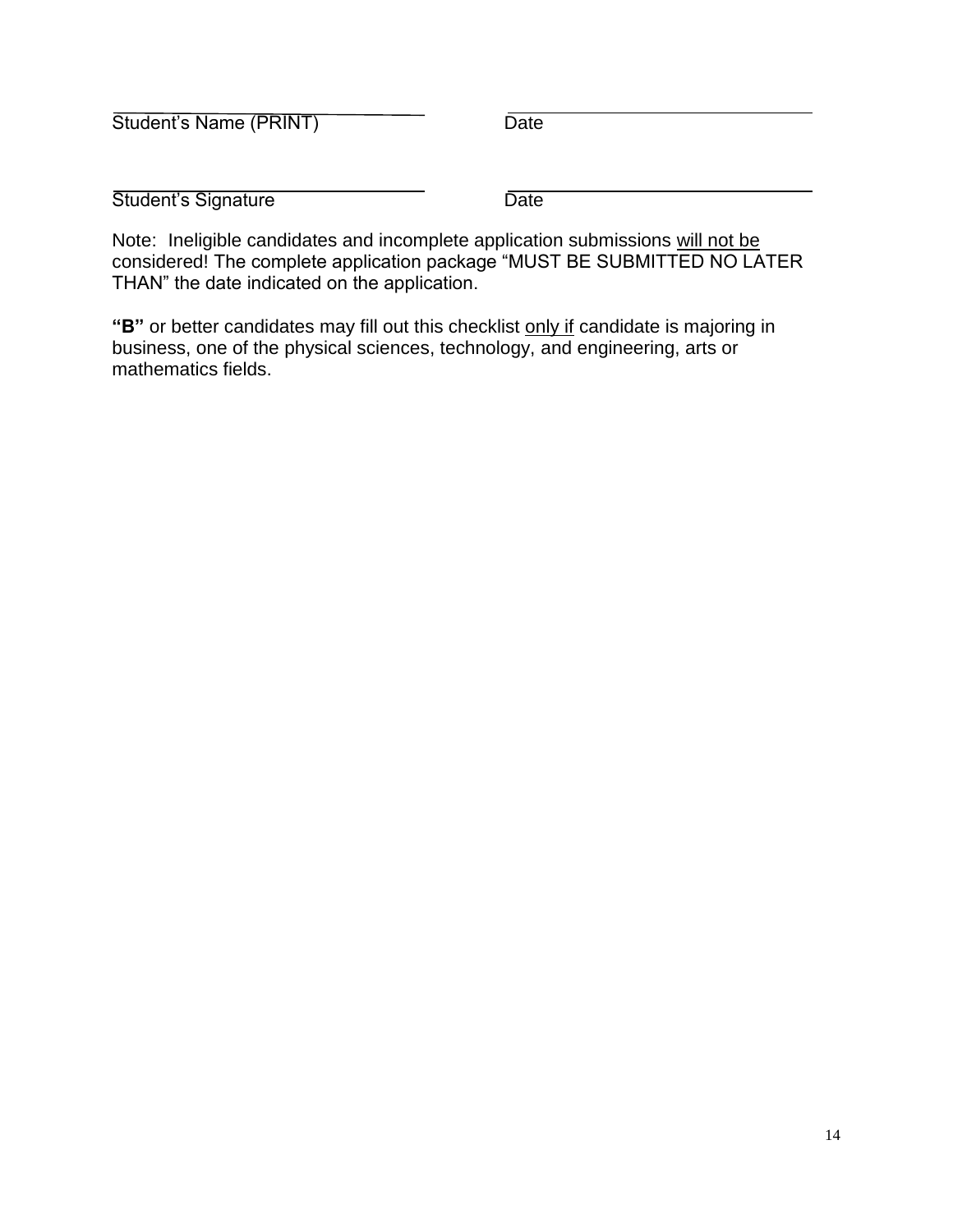\_\_\_\_\_\_\_\_\_\_\_\_\_\_\_\_\_\_\_\_\_\_\_\_\_\_\_\_\_\_ \_\_\_\_\_\_\_\_\_\_\_\_\_\_\_\_\_\_\_\_\_\_\_\_\_\_\_\_\_\_

Student's Name (PRINT) Date

\_\_\_\_\_\_\_\_\_\_\_\_\_\_\_\_\_\_\_\_\_\_\_\_\_\_\_\_\_\_ \_\_\_\_\_\_\_\_\_\_\_\_\_\_\_\_\_\_\_\_\_\_\_\_\_\_\_\_\_\_

Student's Signature Date

Note: Ineligible candidates and incomplete application submissions <u>will not be</u> considered! The complete application package "MUST BE SUBMITTED NO LATER THAN" the date indicated on the application.

**"B"** or better candidates may fill out this checklist <u>only if</u> candidate is majoring in business, one of the physical sciences, technology, and engineering, arts or mathematics fields.